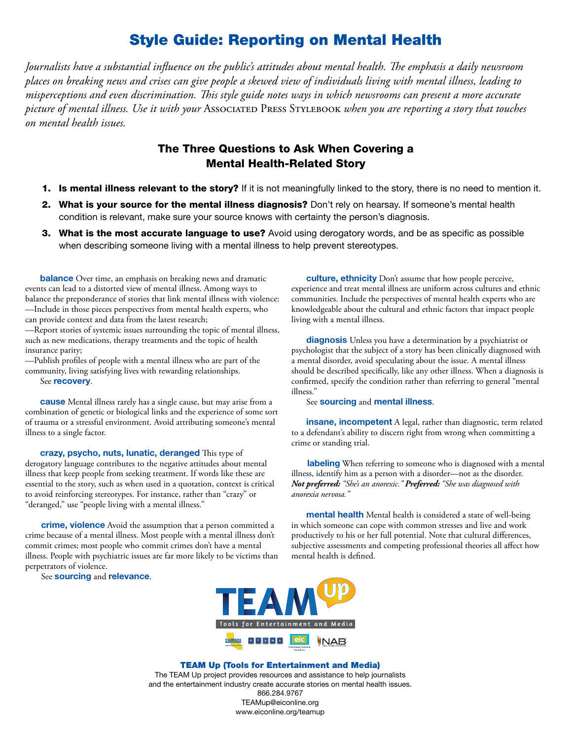# Style Guide: Reporting on Mental Health

*Journalists have a substantial influence on the public's attitudes about mental health. The emphasis a daily newsroom places on breaking news and crises can give people a skewed view of individuals living with mental illness, leading to misperceptions and even discrimination. This style guide notes ways in which newsrooms can present a more accurate picture of mental illness. Use it with your* Associated Press Stylebook *when you are reporting a story that touches on mental health issues.*

## The Three Questions to Ask When Covering a Mental Health-Related Story

1. **Is mental illness relevant to the story?** If it is not meaningfully linked to the story, there is no need to mention it.
2. **What is your source for the mental illness diagnosis?** Don't rely on hearsay. If someone's mental health condition is relevant, make sure your source knows with certainty the person's diagnosis.
3. **What is the most accurate language to use?** Avoid using derogatory words, and be as specific as possible when describing someone living with a mental illness to help prevent stereotypes.

**balance** Over time, an emphasis on breaking news and dramatic events can lead to a distorted view of mental illness. Among ways to balance the preponderance of stories that link mental illness with violence:
—Include in those pieces perspectives from mental health experts, who can provide context and data from the latest research;
—Report stories of systemic issues surrounding the topic of mental illness, such as new medications, therapy treatments and the topic of health insurance parity;
—Publish profiles of people with a mental illness who are part of the community, living satisfying lives with rewarding relationships.
See **recovery**.

**cause** Mental illness rarely has a single cause, but may arise from a combination of genetic or biological links and the experience of some sort of trauma or a stressful environment. Avoid attributing someone's mental illness to a single factor.

**crazy, psycho, nuts, lunatic, deranged** This type of derogatory language contributes to the negative attitudes about mental illness that keep people from seeking treatment. If words like these are essential to the story, such as when used in a quotation, context is critical to avoid reinforcing stereotypes. For instance, rather than "crazy" or "deranged," use "people living with a mental illness."

**crime, violence** Avoid the assumption that a person committed a crime because of a mental illness. Most people with a mental illness don't commit crimes; most people who commit crimes don't have a mental illness. People with psychiatric issues are far more likely to be victims than perpetrators of violence.
See **sourcing** and **relevance**.

**culture, ethnicity** Don't assume that how people perceive, experience and treat mental illness are uniform across cultures and ethnic communities. Include the perspectives of mental health experts who are knowledgeable about the cultural and ethnic factors that impact people living with a mental illness.

**diagnosis** Unless you have a determination by a psychiatrist or psychologist that the subject of a story has been clinically diagnosed with a mental disorder, avoid speculating about the issue. A mental illness should be described specifically, like any other illness. When a diagnosis is confirmed, specify the condition rather than referring to general "mental illness."
See **sourcing** and **mental illness**.

**insane, incompetent** A legal, rather than diagnostic, term related to a defendant's ability to discern right from wrong when committing a crime or standing trial.

**labeling** When referring to someone who is diagnosed with a mental illness, identify him as a person with a disorder—not as the disorder. ***Not preferred:*** *"She's an anorexic."* ***Preferred:*** *"She was diagnosed with anorexia nervosa."*

**mental health** Mental health is considered a state of well-being in which someone can cope with common stresses and live and work productively to his or her full potential. Note that cultural differences, subjective assessments and competing professional theories all affect how mental health is defined.

TEAM Up — Tools for Entertainment and Media

**TEAM Up (Tools for Entertainment and Media)**
The TEAM Up project provides resources and assistance to help journalists and the entertainment industry create accurate stories on mental health issues.
866.284.9767
TEAMup@eiconline.org
www.eiconline.org/teamup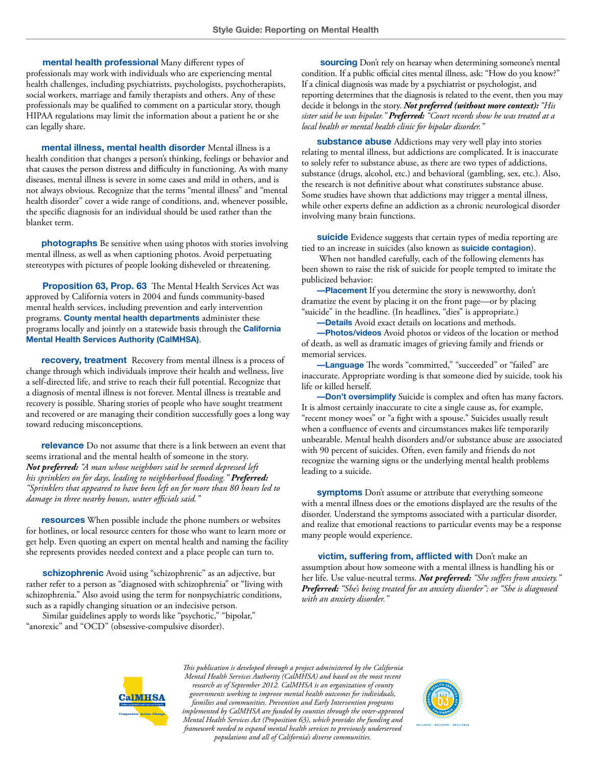**mental health professional** Many different types of professionals may work with individuals who are experiencing mental health challenges, including psychiatrists, psychologists, psychotherapists, social workers, marriage and family therapists and others. Any of these professionals may be qualified to comment on a particular story, though HIPAA regulations may limit the information about a patient he or she can legally share.

**mental illness, mental health disorder** Mental illness is a health condition that changes a person's thinking, feelings or behavior and that causes the person distress and difficulty in functioning. As with many diseases, mental illness is severe in some cases and mild in others, and is not always obvious. Recognize that the terms "mental illness" and "mental health disorder" cover a wide range of conditions, and, whenever possible, the specific diagnosis for an individual should be used rather than the blanket term.

**photographs** Be sensitive when using photos with stories involving mental illness, as well as when captioning photos. Avoid perpetuating stereotypes with pictures of people looking disheveled or threatening.

**Proposition 63, Prop. 63** The Mental Health Services Act was approved by California voters in 2004 and funds community-based mental health services, including prevention and early intervention programs. **County mental health departments** administer these programs locally and jointly on a statewide basis through the **California Mental Health Services Authority (CalMHSA)**.

**recovery, treatment** Recovery from mental illness is a process of change through which individuals improve their health and wellness, live a self-directed life, and strive to reach their full potential. Recognize that a diagnosis of mental illness is not forever. Mental illness is treatable and recovery is possible. Sharing stories of people who have sought treatment and recovered or are managing their condition successfully goes a long way toward reducing misconceptions.

**relevance** Do not assume that there is a link between an event that seems irrational and the mental health of someone in the story. ***Not preferred:*** *"A man whose neighbors said he seemed depressed left his sprinklers on for days, leading to neighborhood flooding."* ***Preferred:*** *"Sprinklers that appeared to have been left on for more than 80 hours led to damage in three nearby houses, water officials said."*

**resources** When possible include the phone numbers or websites for hotlines, or local resource centers for those who want to learn more or get help. Even quoting an expert on mental health and naming the facility she represents provides needed context and a place people can turn to.

**schizophrenic** Avoid using "schizophrenic" as an adjective, but rather refer to a person as "diagnosed with schizophrenia" or "living with schizophrenia." Also avoid using the term for nonpsychiatric conditions, such as a rapidly changing situation or an indecisive person.

Similar guidelines apply to words like "psychotic," "bipolar," "anorexic" and "OCD" (obsessive-compulsive disorder).

**sourcing** Don't rely on hearsay when determining someone's mental condition. If a public official cites mental illness, ask: "How do you know?" If a clinical diagnosis was made by a psychiatrist or psychologist, and reporting determines that the diagnosis is related to the event, then you may decide it belongs in the story. ***Not preferred (without more context):*** *"His sister said he was bipolar."* ***Preferred:*** *"Court records show he was treated at a local health or mental health clinic for bipolar disorder."*

**substance abuse** Addictions may very well play into stories relating to mental illness, but addictions are complicated. It is inaccurate to solely refer to substance abuse, as there are two types of addictions, substance (drugs, alcohol, etc.) and behavioral (gambling, sex, etc.). Also, the research is not definitive about what constitutes substance abuse. Some studies have shown that addictions may trigger a mental illness, while other experts define an addiction as a chronic neurological disorder involving many brain functions.

**suicide** Evidence suggests that certain types of media reporting are tied to an increase in suicides (also known as **suicide contagion**).

When not handled carefully, each of the following elements has been shown to raise the risk of suicide for people tempted to imitate the publicized behavior:

**—Placement** If you determine the story is newsworthy, don't dramatize the event by placing it on the front page—or by placing "suicide" in the headline. (In headlines, "dies" is appropriate.)

**—Details** Avoid exact details on locations and methods.

**—Photos/videos** Avoid photos or videos of the location or method of death, as well as dramatic images of grieving family and friends or memorial services.

**—Language** The words "committed," "succeeded" or "failed" are inaccurate. Appropriate wording is that someone died by suicide, took his life or killed herself.

**—Don't oversimplify** Suicide is complex and often has many factors. It is almost certainly inaccurate to cite a single cause as, for example, "recent money woes" or "a fight with a spouse." Suicides usually result when a confluence of events and circumstances makes life temporarily unbearable. Mental health disorders and/or substance abuse are associated with 90 percent of suicides. Often, even family and friends do not recognize the warning signs or the underlying mental health problems leading to a suicide.

**symptoms** Don't assume or attribute that everything someone with a mental illness does or the emotions displayed are the results of the disorder. Understand the symptoms associated with a particular disorder, and realize that emotional reactions to particular events may be a response many people would experience.

**victim, suffering from, afflicted with** Don't make an assumption about how someone with a mental illness is handling his or her life. Use value-neutral terms. ***Not preferred:*** *"She suffers from anxiety."* ***Preferred:*** *"She's being treated for an anxiety disorder"; or "She is diagnosed with an anxiety disorder."*

*This publication is developed through a project administered by the California Mental Health Services Authority (CalMHSA) and based on the most recent research as of September 2012. CalMHSA is an organization of county governments working to improve mental health outcomes for individuals, families and communities. Prevention and Early Intervention programs implemented by CalMHSA are funded by counties through the voter-approved Mental Health Services Act (Proposition 63), which provides the funding and framework needed to expand mental health services to previously underserved populations and all of California's diverse communities.*